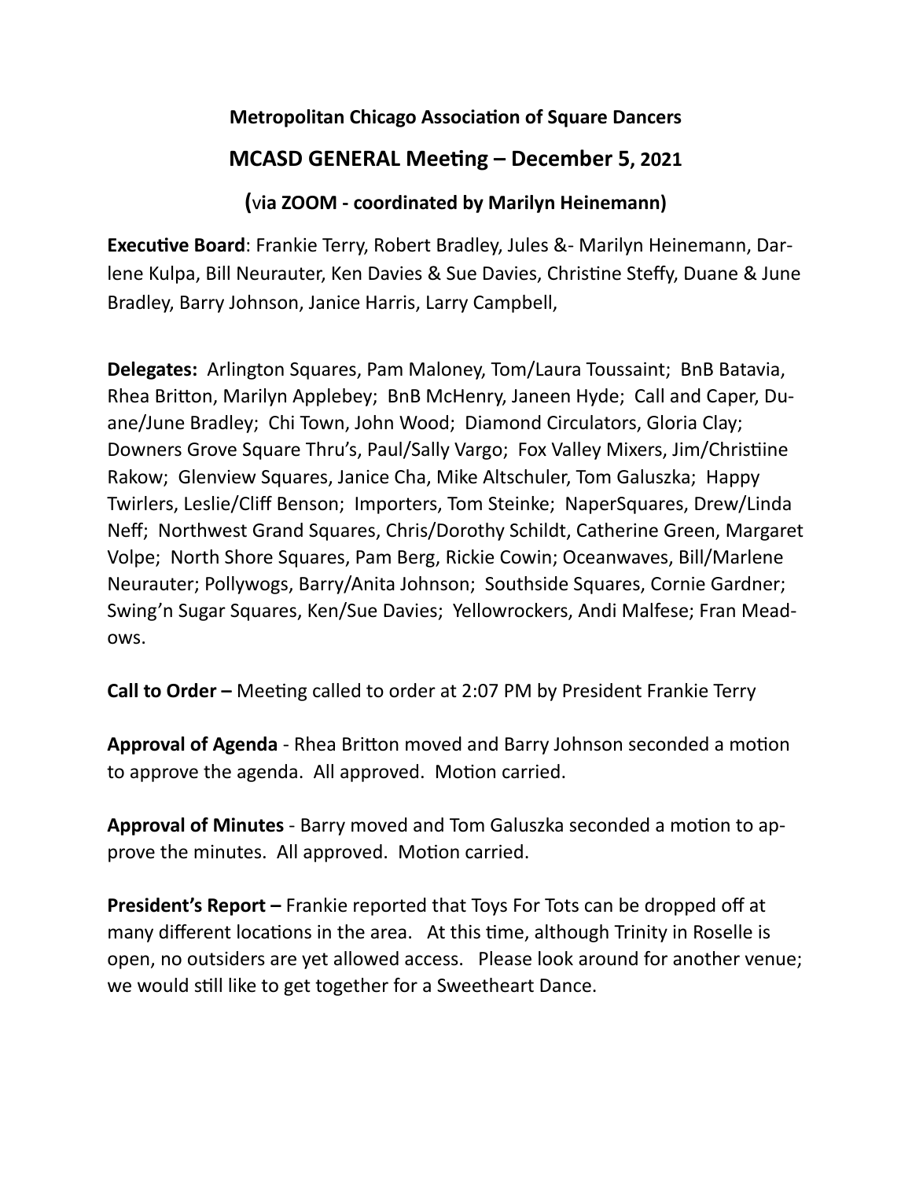**Metropolitan Chicago Association of Square Dancers**

## MCASD GENERAL Meeting – December 5, 2021

**(via ZOOM - coordinated by Marilyn Heinemann)**

**Executive Board**: Frankie Terry, Robert Bradley, Jules &- Marilyn Heinemann, Darlene Kulpa, Bill Neurauter, Ken Davies & Sue Davies, Christine Steffy, Duane & June Bradley, Barry Johnson, Janice Harris, Larry Campbell,

**Delegates:** Arlington Squares, Pam Maloney, Tom/Laura Toussaint; BnB Batavia, Rhea Britton, Marilyn Applebey; BnB McHenry, Janeen Hyde; Call and Caper, Duane/June Bradley; Chi Town, John Wood; Diamond Circulators, Gloria Clay; Downers Grove Square Thru's, Paul/Sally Vargo; Fox Valley Mixers, Jim/Christiine Rakow; Glenview Squares, Janice Cha, Mike Altschuler, Tom Galuszka; Happy Twirlers, Leslie/Cliff Benson; Importers, Tom Steinke; NaperSquares, Drew/Linda Neff; Northwest Grand Squares, Chris/Dorothy Schildt, Catherine Green, Margaret Volpe; North Shore Squares, Pam Berg, Rickie Cowin; Oceanwaves, Bill/Marlene Neurauter; Pollywogs, Barry/Anita Johnson; Southside Squares, Cornie Gardner; Swing'n Sugar Squares, Ken/Sue Davies; Yellowrockers, Andi Malfese; Fran Meadows.

**Call to Order –** Meeting called to order at 2:07 PM by President Frankie Terry

**Approval of Agenda** - Rhea Britton moved and Barry Johnson seconded a motion to approve the agenda. All approved. Motion carried.

**Approval of Minutes** - Barry moved and Tom Galuszka seconded a motion to approve the minutes. All approved. Motion carried.

**President's Report –** Frankie reported that Toys For Tots can be dropped off at many different locations in the area. At this time, although Trinity in Roselle is open, no outsiders are yet allowed access. Please look around for another venue; we would still like to get together for a Sweetheart Dance.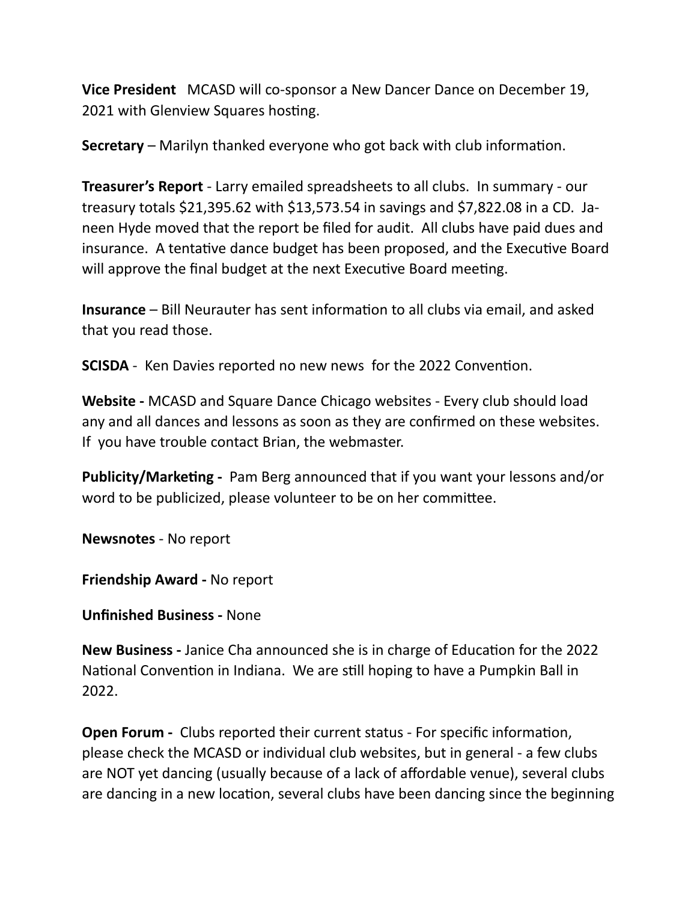**Vice President** MCASD will co-sponsor a New Dancer Dance on December 19, 2021 with Glenview Squares hosting.

**Secretary** – Marilyn thanked everyone who got back with club information.

**Treasurer's Report** - Larry emailed spreadsheets to all clubs. In summary - our treasury totals $21,395.62 with $13,573.54 in savings and $7,822.08 in a CD. Janeen Hyde moved that the report be filed for audit. All clubs have paid dues and insurance. A tentative dance budget has been proposed, and the Executive Board will approve the final budget at the next Executive Board meeting.

**Insurance** – Bill Neurauter has sent information to all clubs via email, and asked that you read those.

**SCISDA** - Ken Davies reported no new news for the 2022 Convention.

**Website -** MCASD and Square Dance Chicago websites - Every club should load any and all dances and lessons as soon as they are confirmed on these websites. If you have trouble contact Brian, the webmaster.

**Publicity/Marketing -** Pam Berg announced that if you want your lessons and/or word to be publicized, please volunteer to be on her committee.

**Newsnotes** - No report

**Friendship Award -** No report

**Unfinished Business -** None

**New Business -** Janice Cha announced she is in charge of Education for the 2022 National Convention in Indiana. We are still hoping to have a Pumpkin Ball in 2022.

**Open Forum -** Clubs reported their current status - For specific information, please check the MCASD or individual club websites, but in general - a few clubs are NOT yet dancing (usually because of a lack of affordable venue), several clubs are dancing in a new location, several clubs have been dancing since the beginning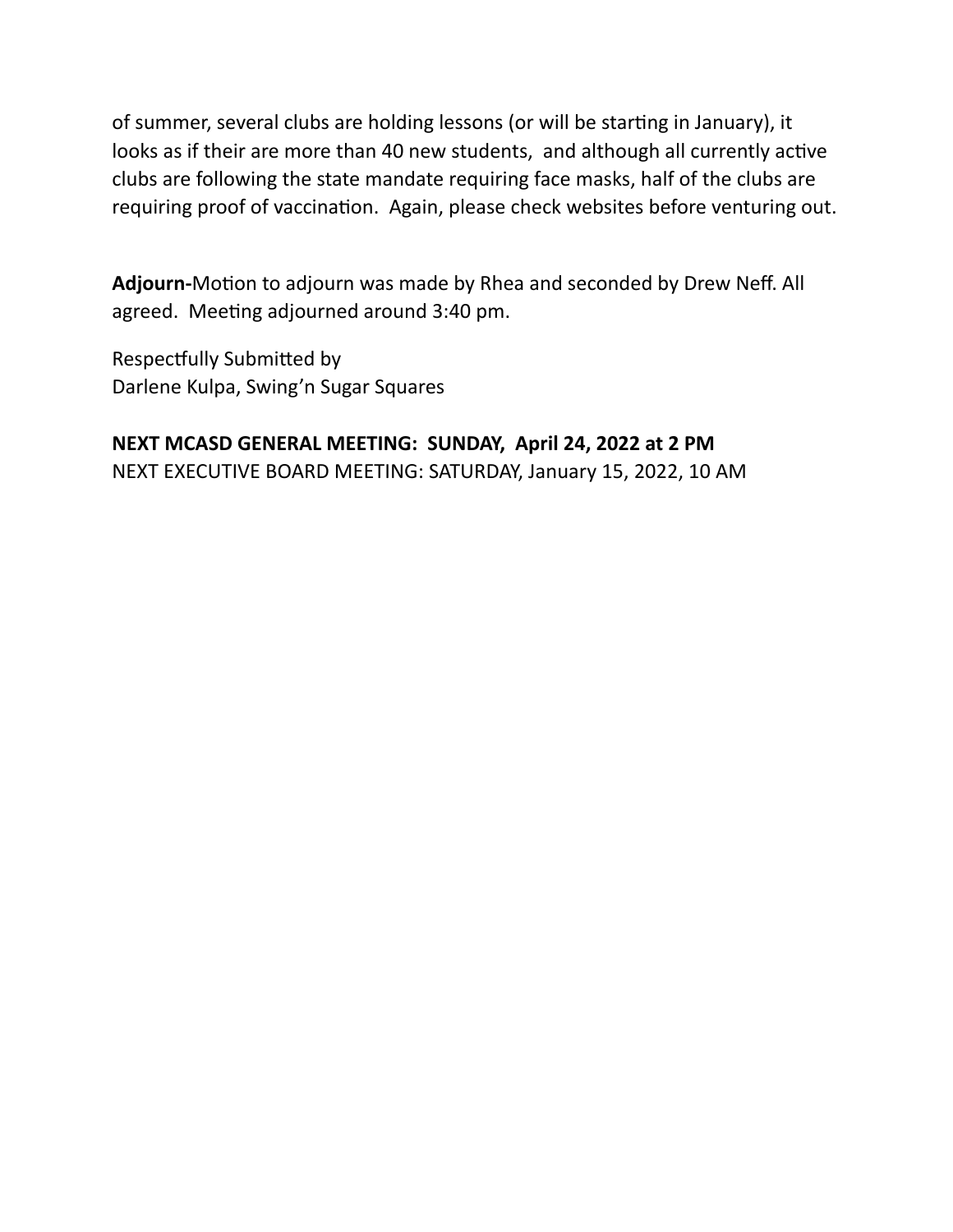of summer, several clubs are holding lessons (or will be starting in January), it looks as if their are more than 40 new students, and although all currently active clubs are following the state mandate requiring face masks, half of the clubs are requiring proof of vaccination. Again, please check websites before venturing out.

**Adjourn-**Motion to adjourn was made by Rhea and seconded by Drew Neff. All agreed. Meeting adjourned around 3:40 pm.

Respectfully Submitted by
Darlene Kulpa, Swing'n Sugar Squares

**NEXT MCASD GENERAL MEETING: SUNDAY, April 24, 2022 at 2 PM**
NEXT EXECUTIVE BOARD MEETING: SATURDAY, January 15, 2022, 10 AM